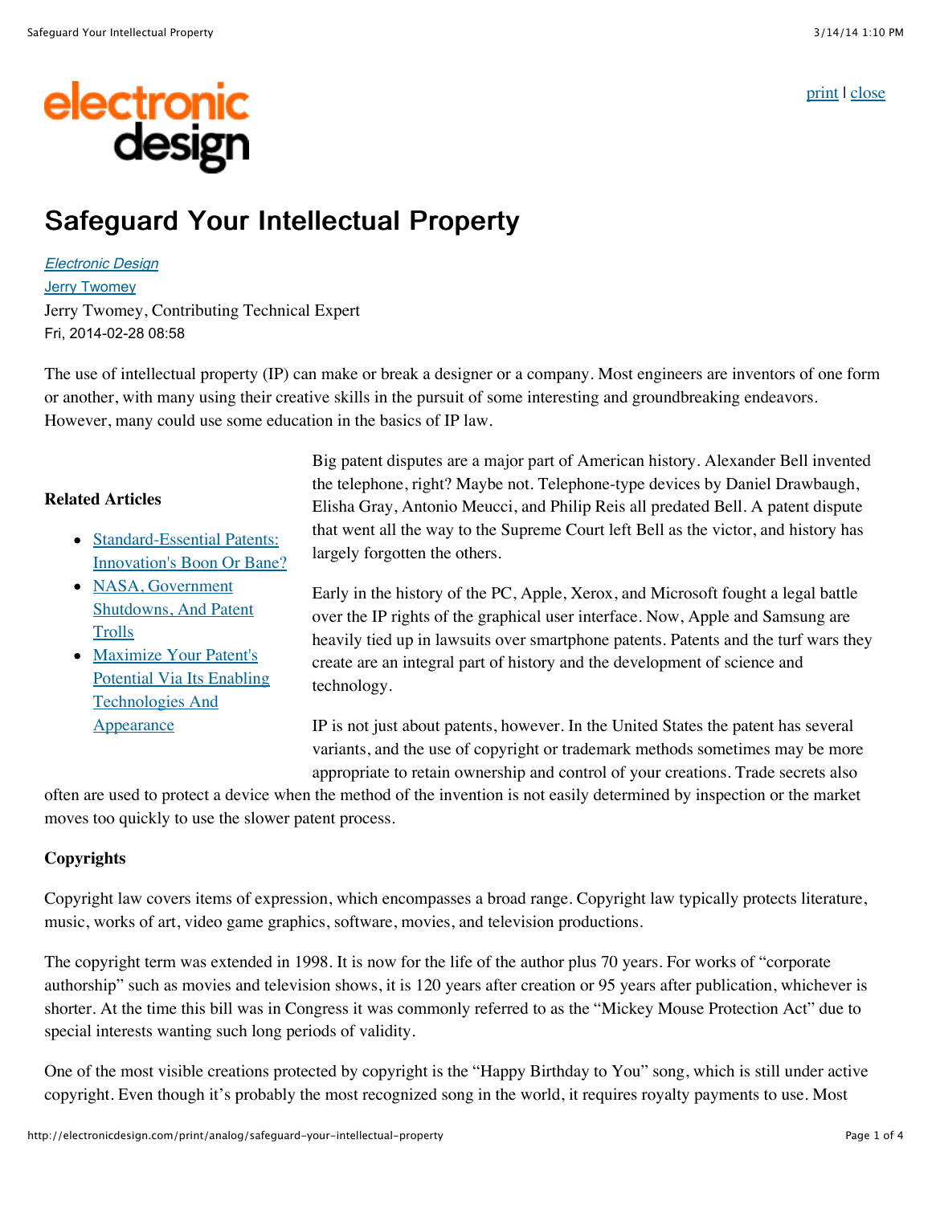# Safeguard Your Intellectual Property

*Electronic Design*
Jerry Twomey
Jerry Twomey, Contributing Technical Expert
Fri, 2014-02-28 08:58

The use of intellectual property (IP) can make or break a designer or a company. Most engineers are inventors of one form or another, with many using their creative skills in the pursuit of some interesting and groundbreaking endeavors. However, many could use some education in the basics of IP law.

**Related Articles**

- Standard-Essential Patents: Innovation's Boon Or Bane?
- NASA, Government Shutdowns, And Patent Trolls
- Maximize Your Patent's Potential Via Its Enabling Technologies And Appearance

Big patent disputes are a major part of American history. Alexander Bell invented the telephone, right? Maybe not. Telephone-type devices by Daniel Drawbaugh, Elisha Gray, Antonio Meucci, and Philip Reis all predated Bell. A patent dispute that went all the way to the Supreme Court left Bell as the victor, and history has largely forgotten the others.

Early in the history of the PC, Apple, Xerox, and Microsoft fought a legal battle over the IP rights of the graphical user interface. Now, Apple and Samsung are heavily tied up in lawsuits over smartphone patents. Patents and the turf wars they create are an integral part of history and the development of science and technology.

IP is not just about patents, however. In the United States the patent has several variants, and the use of copyright or trademark methods sometimes may be more appropriate to retain ownership and control of your creations. Trade secrets also often are used to protect a device when the method of the invention is not easily determined by inspection or the market moves too quickly to use the slower patent process.

### Copyrights

Copyright law covers items of expression, which encompasses a broad range. Copyright law typically protects literature, music, works of art, video game graphics, software, movies, and television productions.

The copyright term was extended in 1998. It is now for the life of the author plus 70 years. For works of "corporate authorship" such as movies and television shows, it is 120 years after creation or 95 years after publication, whichever is shorter. At the time this bill was in Congress it was commonly referred to as the "Mickey Mouse Protection Act" due to special interests wanting such long periods of validity.

One of the most visible creations protected by copyright is the "Happy Birthday to You" song, which is still under active copyright. Even though it's probably the most recognized song in the world, it requires royalty payments to use. Most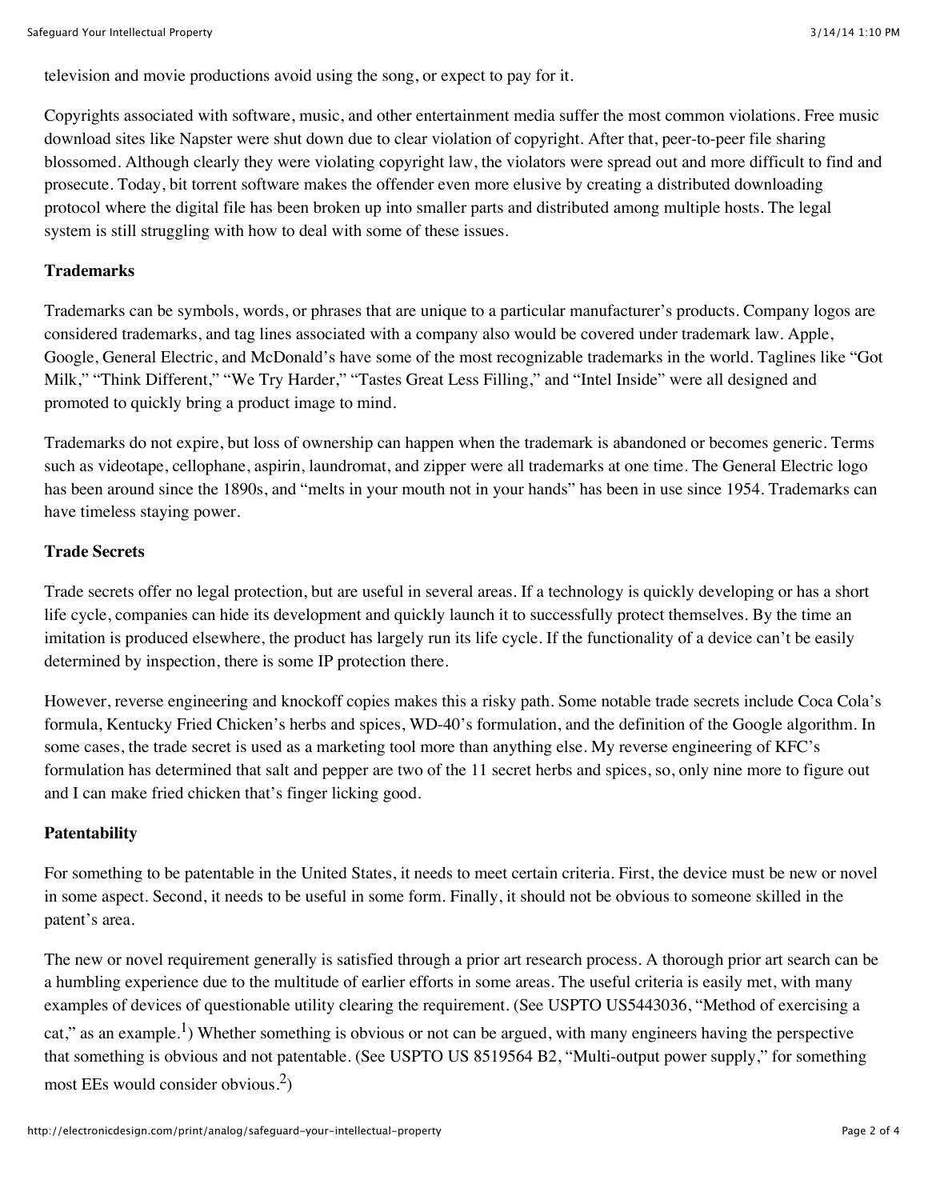television and movie productions avoid using the song, or expect to pay for it.

Copyrights associated with software, music, and other entertainment media suffer the most common violations. Free music download sites like Napster were shut down due to clear violation of copyright. After that, peer-to-peer file sharing blossomed. Although clearly they were violating copyright law, the violators were spread out and more difficult to find and prosecute. Today, bit torrent software makes the offender even more elusive by creating a distributed downloading protocol where the digital file has been broken up into smaller parts and distributed among multiple hosts. The legal system is still struggling with how to deal with some of these issues.

**Trademarks**

Trademarks can be symbols, words, or phrases that are unique to a particular manufacturer's products. Company logos are considered trademarks, and tag lines associated with a company also would be covered under trademark law. Apple, Google, General Electric, and McDonald's have some of the most recognizable trademarks in the world. Taglines like "Got Milk," "Think Different," "We Try Harder," "Tastes Great Less Filling," and "Intel Inside" were all designed and promoted to quickly bring a product image to mind.

Trademarks do not expire, but loss of ownership can happen when the trademark is abandoned or becomes generic. Terms such as videotape, cellophane, aspirin, laundromat, and zipper were all trademarks at one time. The General Electric logo has been around since the 1890s, and "melts in your mouth not in your hands" has been in use since 1954. Trademarks can have timeless staying power.

**Trade Secrets**

Trade secrets offer no legal protection, but are useful in several areas. If a technology is quickly developing or has a short life cycle, companies can hide its development and quickly launch it to successfully protect themselves. By the time an imitation is produced elsewhere, the product has largely run its life cycle. If the functionality of a device can't be easily determined by inspection, there is some IP protection there.

However, reverse engineering and knockoff copies makes this a risky path. Some notable trade secrets include Coca Cola's formula, Kentucky Fried Chicken's herbs and spices, WD-40's formulation, and the definition of the Google algorithm. In some cases, the trade secret is used as a marketing tool more than anything else. My reverse engineering of KFC's formulation has determined that salt and pepper are two of the 11 secret herbs and spices, so, only nine more to figure out and I can make fried chicken that's finger licking good.

**Patentability**

For something to be patentable in the United States, it needs to meet certain criteria. First, the device must be new or novel in some aspect. Second, it needs to be useful in some form. Finally, it should not be obvious to someone skilled in the patent's area.

The new or novel requirement generally is satisfied through a prior art research process. A thorough prior art search can be a humbling experience due to the multitude of earlier efforts in some areas. The useful criteria is easily met, with many examples of devices of questionable utility clearing the requirement. (See USPTO US5443036, "Method of exercising a cat," as an example.[1]) Whether something is obvious or not can be argued, with many engineers having the perspective that something is obvious and not patentable. (See USPTO US 8519564 B2, "Multi-output power supply," for something most EEs would consider obvious.[2])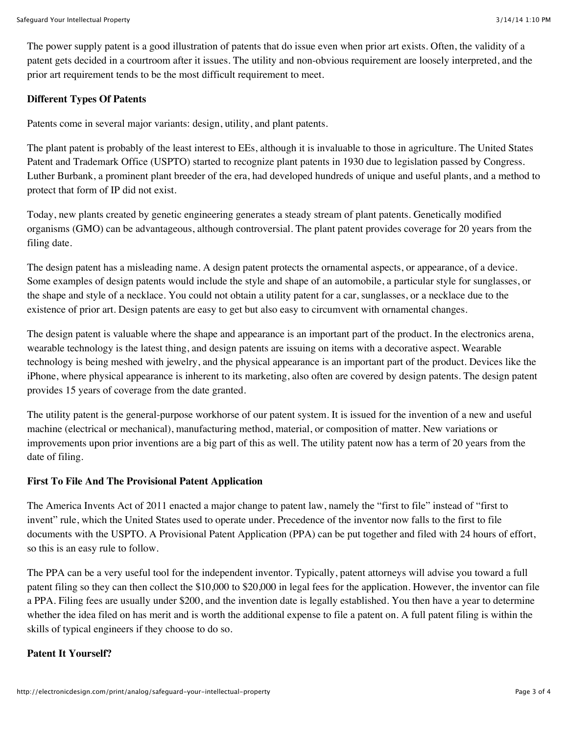The power supply patent is a good illustration of patents that do issue even when prior art exists. Often, the validity of a patent gets decided in a courtroom after it issues. The utility and non-obvious requirement are loosely interpreted, and the prior art requirement tends to be the most difficult requirement to meet.

**Different Types Of Patents**

Patents come in several major variants: design, utility, and plant patents.

The plant patent is probably of the least interest to EEs, although it is invaluable to those in agriculture. The United States Patent and Trademark Office (USPTO) started to recognize plant patents in 1930 due to legislation passed by Congress. Luther Burbank, a prominent plant breeder of the era, had developed hundreds of unique and useful plants, and a method to protect that form of IP did not exist.

Today, new plants created by genetic engineering generates a steady stream of plant patents. Genetically modified organisms (GMO) can be advantageous, although controversial. The plant patent provides coverage for 20 years from the filing date.

The design patent has a misleading name. A design patent protects the ornamental aspects, or appearance, of a device. Some examples of design patents would include the style and shape of an automobile, a particular style for sunglasses, or the shape and style of a necklace. You could not obtain a utility patent for a car, sunglasses, or a necklace due to the existence of prior art. Design patents are easy to get but also easy to circumvent with ornamental changes.

The design patent is valuable where the shape and appearance is an important part of the product. In the electronics arena, wearable technology is the latest thing, and design patents are issuing on items with a decorative aspect. Wearable technology is being meshed with jewelry, and the physical appearance is an important part of the product. Devices like the iPhone, where physical appearance is inherent to its marketing, also often are covered by design patents. The design patent provides 15 years of coverage from the date granted.

The utility patent is the general-purpose workhorse of our patent system. It is issued for the invention of a new and useful machine (electrical or mechanical), manufacturing method, material, or composition of matter. New variations or improvements upon prior inventions are a big part of this as well. The utility patent now has a term of 20 years from the date of filing.

**First To File And The Provisional Patent Application**

The America Invents Act of 2011 enacted a major change to patent law, namely the "first to file" instead of "first to invent" rule, which the United States used to operate under. Precedence of the inventor now falls to the first to file documents with the USPTO. A Provisional Patent Application (PPA) can be put together and filed with 24 hours of effort, so this is an easy rule to follow.

The PPA can be a very useful tool for the independent inventor. Typically, patent attorneys will advise you toward a full patent filing so they can then collect the $10,000 to $20,000 in legal fees for the application. However, the inventor can file a PPA. Filing fees are usually under $200, and the invention date is legally established. You then have a year to determine whether the idea filed on has merit and is worth the additional expense to file a patent on. A full patent filing is within the skills of typical engineers if they choose to do so.

**Patent It Yourself?**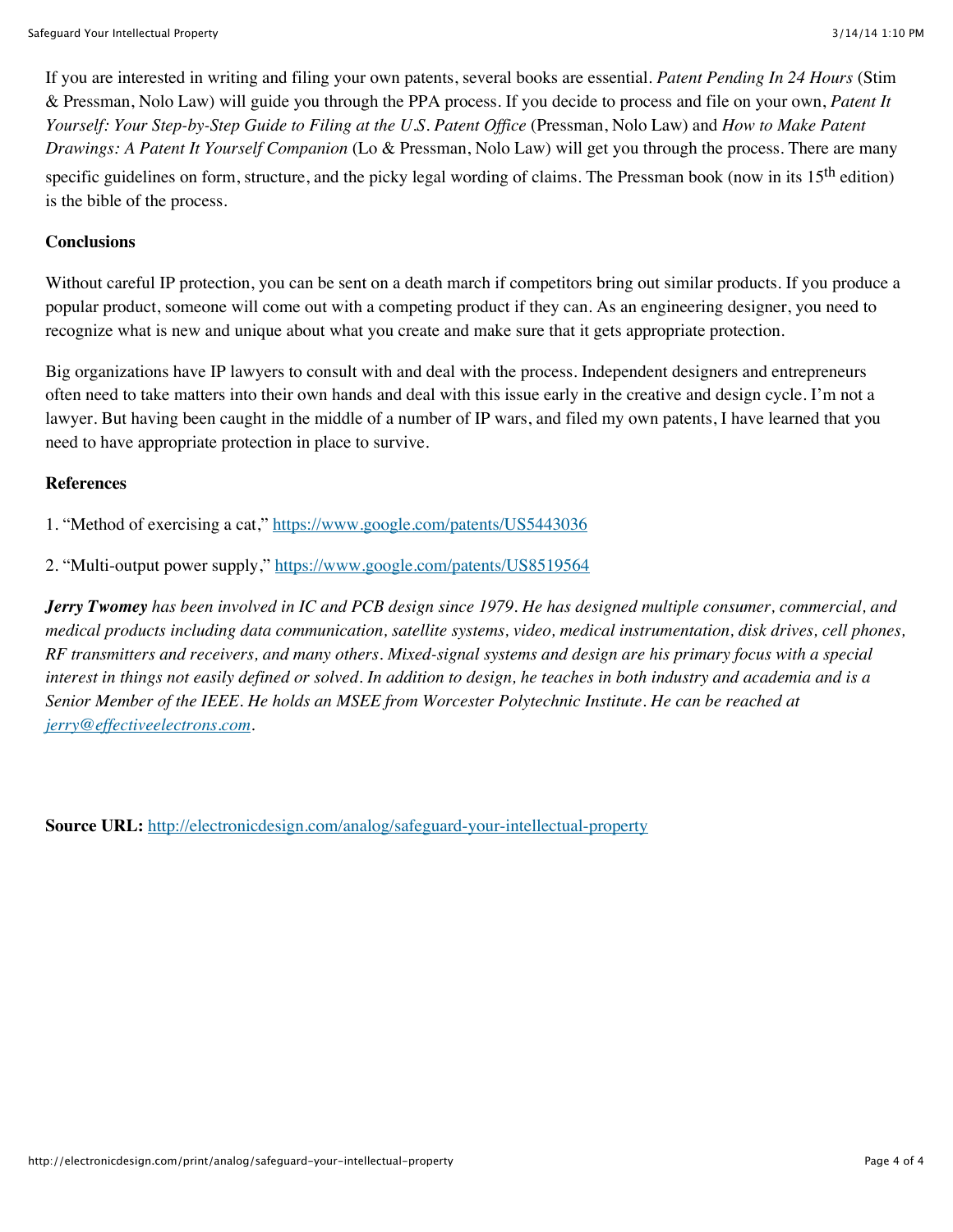If you are interested in writing and filing your own patents, several books are essential. *Patent Pending In 24 Hours* (Stim & Pressman, Nolo Law) will guide you through the PPA process. If you decide to process and file on your own, *Patent It Yourself: Your Step-by-Step Guide to Filing at the U.S. Patent Office* (Pressman, Nolo Law) and *How to Make Patent Drawings: A Patent It Yourself Companion* (Lo & Pressman, Nolo Law) will get you through the process. There are many specific guidelines on form, structure, and the picky legal wording of claims. The Pressman book (now in its 15th edition) is the bible of the process.

**Conclusions**

Without careful IP protection, you can be sent on a death march if competitors bring out similar products. If you produce a popular product, someone will come out with a competing product if they can. As an engineering designer, you need to recognize what is new and unique about what you create and make sure that it gets appropriate protection.

Big organizations have IP lawyers to consult with and deal with the process. Independent designers and entrepreneurs often need to take matters into their own hands and deal with this issue early in the creative and design cycle. I'm not a lawyer. But having been caught in the middle of a number of IP wars, and filed my own patents, I have learned that you need to have appropriate protection in place to survive.

**References**

1. "Method of exercising a cat," https://www.google.com/patents/US5443036

2. "Multi-output power supply," https://www.google.com/patents/US8519564

***Jerry Twomey*** *has been involved in IC and PCB design since 1979. He has designed multiple consumer, commercial, and medical products including data communication, satellite systems, video, medical instrumentation, disk drives, cell phones, RF transmitters and receivers, and many others. Mixed-signal systems and design are his primary focus with a special interest in things not easily defined or solved. In addition to design, he teaches in both industry and academia and is a Senior Member of the IEEE. He holds an MSEE from Worcester Polytechnic Institute. He can be reached at jerry@effectiveelectrons.com.*

**Source URL:** http://electronicdesign.com/analog/safeguard-your-intellectual-property